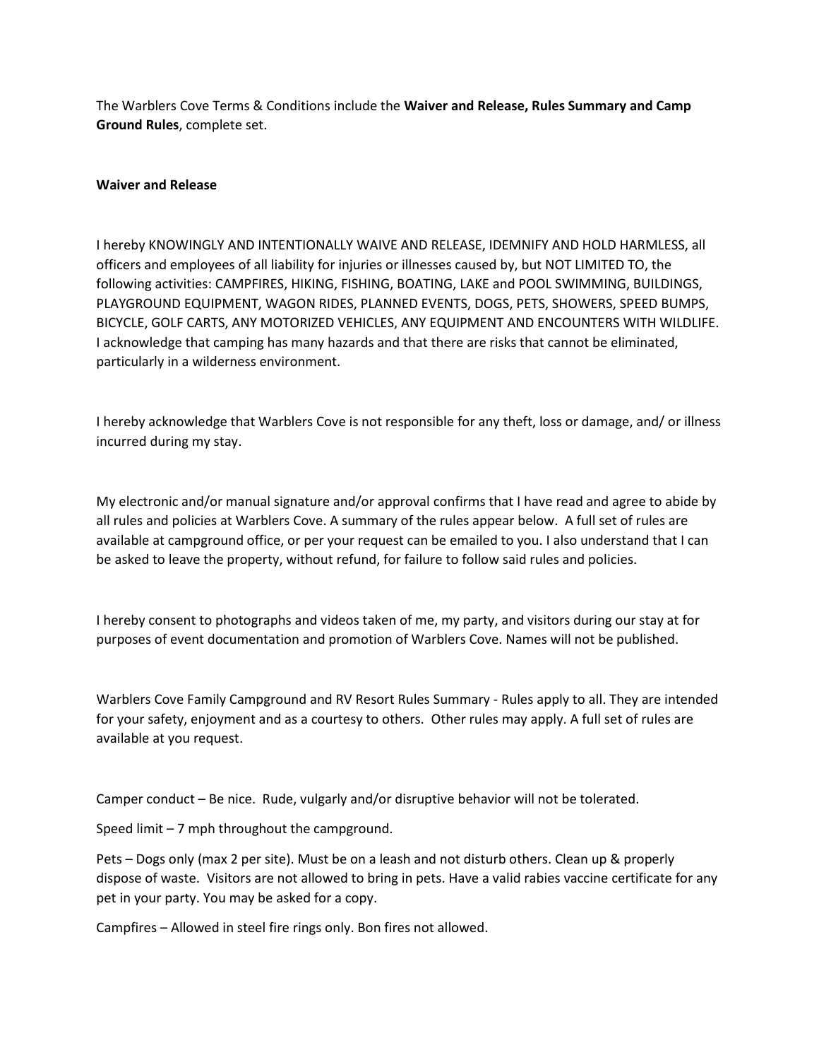The Warblers Cove Terms & Conditions include the **Waiver and Release, Rules Summary and Camp Ground Rules**, complete set.

**Waiver and Release**

I hereby KNOWINGLY AND INTENTIONALLY WAIVE AND RELEASE, IDEMNIFY AND HOLD HARMLESS, all officers and employees of all liability for injuries or illnesses caused by, but NOT LIMITED TO, the following activities: CAMPFIRES, HIKING, FISHING, BOATING, LAKE and POOL SWIMMING, BUILDINGS, PLAYGROUND EQUIPMENT, WAGON RIDES, PLANNED EVENTS, DOGS, PETS, SHOWERS, SPEED BUMPS, BICYCLE, GOLF CARTS, ANY MOTORIZED VEHICLES, ANY EQUIPMENT AND ENCOUNTERS WITH WILDLIFE. I acknowledge that camping has many hazards and that there are risks that cannot be eliminated, particularly in a wilderness environment.

I hereby acknowledge that Warblers Cove is not responsible for any theft, loss or damage, and/ or illness incurred during my stay.

My electronic and/or manual signature and/or approval confirms that I have read and agree to abide by all rules and policies at Warblers Cove. A summary of the rules appear below. A full set of rules are available at campground office, or per your request can be emailed to you. I also understand that I can be asked to leave the property, without refund, for failure to follow said rules and policies.

I hereby consent to photographs and videos taken of me, my party, and visitors during our stay at for purposes of event documentation and promotion of Warblers Cove. Names will not be published.

Warblers Cove Family Campground and RV Resort Rules Summary - Rules apply to all. They are intended for your safety, enjoyment and as a courtesy to others. Other rules may apply. A full set of rules are available at you request.

Camper conduct – Be nice. Rude, vulgarly and/or disruptive behavior will not be tolerated.

Speed limit – 7 mph throughout the campground.

Pets – Dogs only (max 2 per site). Must be on a leash and not disturb others. Clean up & properly dispose of waste. Visitors are not allowed to bring in pets. Have a valid rabies vaccine certificate for any pet in your party. You may be asked for a copy.

Campfires – Allowed in steel fire rings only. Bon fires not allowed.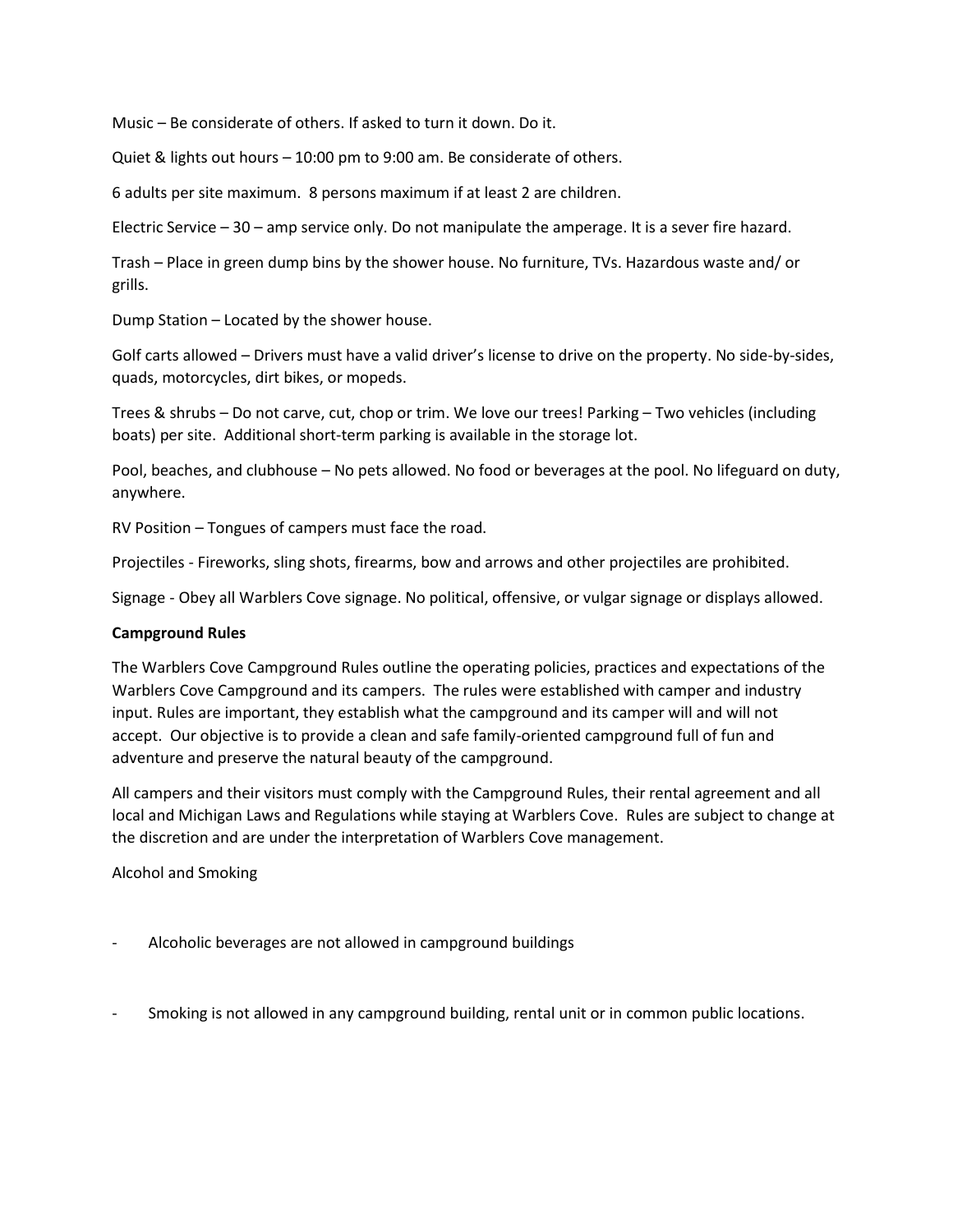Music – Be considerate of others. If asked to turn it down. Do it.

Quiet & lights out hours – 10:00 pm to 9:00 am. Be considerate of others.

6 adults per site maximum. 8 persons maximum if at least 2 are children.

Electric Service – 30 – amp service only. Do not manipulate the amperage. It is a sever fire hazard.

Trash – Place in green dump bins by the shower house. No furniture, TVs. Hazardous waste and/ or grills.

Dump Station – Located by the shower house.

Golf carts allowed – Drivers must have a valid driver's license to drive on the property. No side-by-sides, quads, motorcycles, dirt bikes, or mopeds.

Trees & shrubs – Do not carve, cut, chop or trim. We love our trees! Parking – Two vehicles (including boats) per site. Additional short-term parking is available in the storage lot.

Pool, beaches, and clubhouse – No pets allowed. No food or beverages at the pool. No lifeguard on duty, anywhere.

RV Position – Tongues of campers must face the road.

Projectiles - Fireworks, sling shots, firearms, bow and arrows and other projectiles are prohibited.

Signage - Obey all Warblers Cove signage. No political, offensive, or vulgar signage or displays allowed.

**Campground Rules**

The Warblers Cove Campground Rules outline the operating policies, practices and expectations of the Warblers Cove Campground and its campers. The rules were established with camper and industry input. Rules are important, they establish what the campground and its camper will and will not accept. Our objective is to provide a clean and safe family-oriented campground full of fun and adventure and preserve the natural beauty of the campground.

All campers and their visitors must comply with the Campground Rules, their rental agreement and all local and Michigan Laws and Regulations while staying at Warblers Cove. Rules are subject to change at the discretion and are under the interpretation of Warblers Cove management.

Alcohol and Smoking

- Alcoholic beverages are not allowed in campground buildings

- Smoking is not allowed in any campground building, rental unit or in common public locations.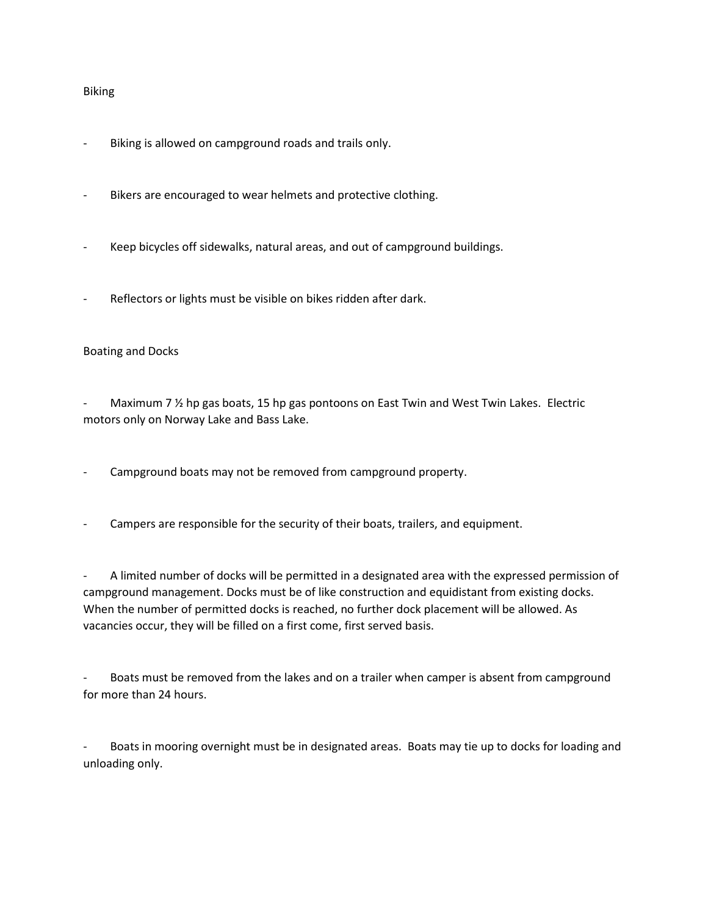## Biking

- Biking is allowed on campground roads and trails only.
- Bikers are encouraged to wear helmets and protective clothing.
- Keep bicycles off sidewalks, natural areas, and out of campground buildings.
- Reflectors or lights must be visible on bikes ridden after dark.

## Boating and Docks

- Maximum 7 ½ hp gas boats, 15 hp gas pontoons on East Twin and West Twin Lakes. Electric motors only on Norway Lake and Bass Lake.
- Campground boats may not be removed from campground property.
- Campers are responsible for the security of their boats, trailers, and equipment.
- A limited number of docks will be permitted in a designated area with the expressed permission of campground management. Docks must be of like construction and equidistant from existing docks. When the number of permitted docks is reached, no further dock placement will be allowed. As vacancies occur, they will be filled on a first come, first served basis.
- Boats must be removed from the lakes and on a trailer when camper is absent from campground for more than 24 hours.
- Boats in mooring overnight must be in designated areas. Boats may tie up to docks for loading and unloading only.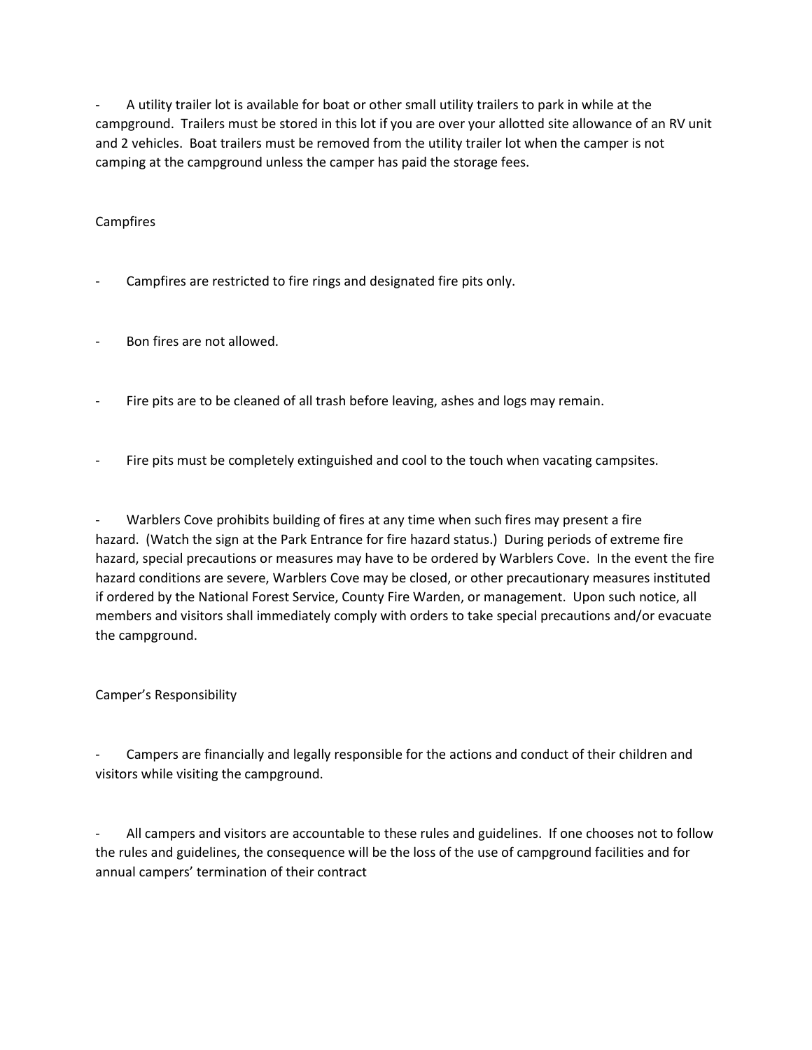- A utility trailer lot is available for boat or other small utility trailers to park in while at the campground. Trailers must be stored in this lot if you are over your allotted site allowance of an RV unit and 2 vehicles. Boat trailers must be removed from the utility trailer lot when the camper is not camping at the campground unless the camper has paid the storage fees.

## Campfires

- Campfires are restricted to fire rings and designated fire pits only.

- Bon fires are not allowed.

- Fire pits are to be cleaned of all trash before leaving, ashes and logs may remain.

- Fire pits must be completely extinguished and cool to the touch when vacating campsites.

- Warblers Cove prohibits building of fires at any time when such fires may present a fire hazard. (Watch the sign at the Park Entrance for fire hazard status.) During periods of extreme fire hazard, special precautions or measures may have to be ordered by Warblers Cove. In the event the fire hazard conditions are severe, Warblers Cove may be closed, or other precautionary measures instituted if ordered by the National Forest Service, County Fire Warden, or management. Upon such notice, all members and visitors shall immediately comply with orders to take special precautions and/or evacuate the campground.

## Camper's Responsibility

- Campers are financially and legally responsible for the actions and conduct of their children and visitors while visiting the campground.

- All campers and visitors are accountable to these rules and guidelines. If one chooses not to follow the rules and guidelines, the consequence will be the loss of the use of campground facilities and for annual campers' termination of their contract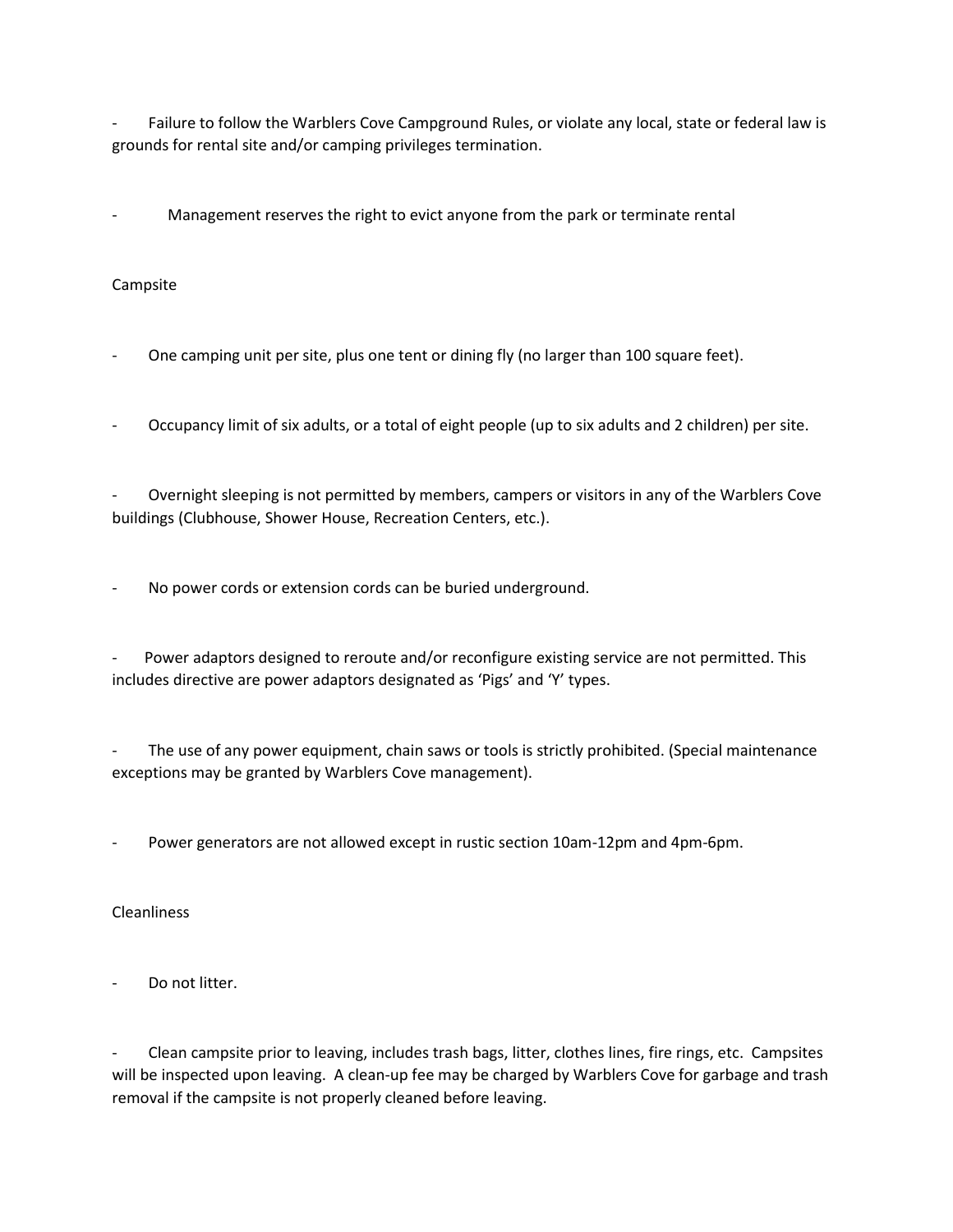- Failure to follow the Warblers Cove Campground Rules, or violate any local, state or federal law is grounds for rental site and/or camping privileges termination.

- Management reserves the right to evict anyone from the park or terminate rental

## Campsite

- One camping unit per site, plus one tent or dining fly (no larger than 100 square feet).

- Occupancy limit of six adults, or a total of eight people (up to six adults and 2 children) per site.

- Overnight sleeping is not permitted by members, campers or visitors in any of the Warblers Cove buildings (Clubhouse, Shower House, Recreation Centers, etc.).

- No power cords or extension cords can be buried underground.

- Power adaptors designed to reroute and/or reconfigure existing service are not permitted. This includes directive are power adaptors designated as 'Pigs' and 'Y' types.

- The use of any power equipment, chain saws or tools is strictly prohibited. (Special maintenance exceptions may be granted by Warblers Cove management).

- Power generators are not allowed except in rustic section 10am-12pm and 4pm-6pm.

## Cleanliness

- Do not litter.

- Clean campsite prior to leaving, includes trash bags, litter, clothes lines, fire rings, etc. Campsites will be inspected upon leaving. A clean-up fee may be charged by Warblers Cove for garbage and trash removal if the campsite is not properly cleaned before leaving.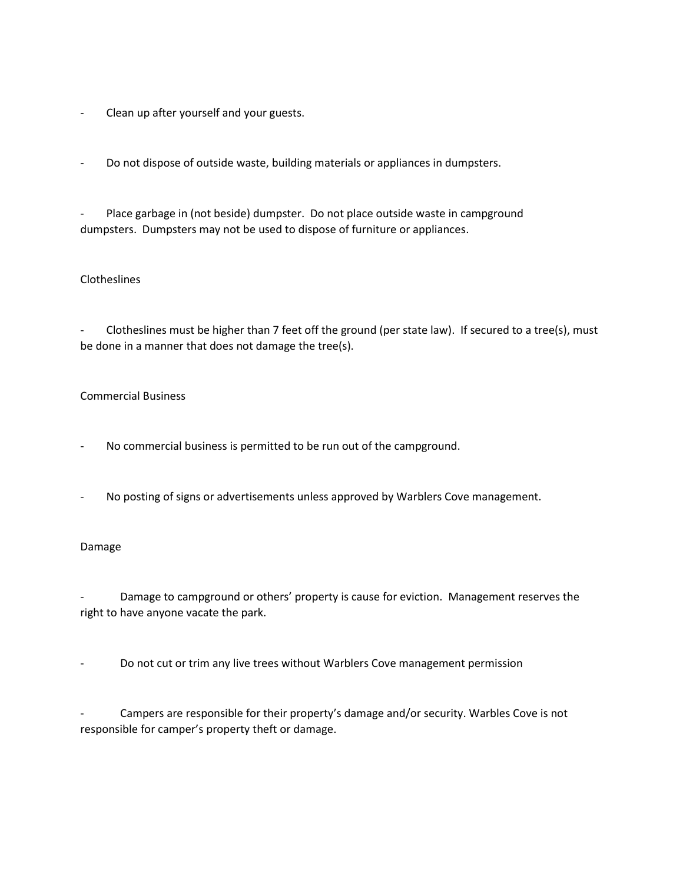- Clean up after yourself and your guests.

- Do not dispose of outside waste, building materials or appliances in dumpsters.

- Place garbage in (not beside) dumpster. Do not place outside waste in campground dumpsters. Dumpsters may not be used to dispose of furniture or appliances.

## Clotheslines

- Clotheslines must be higher than 7 feet off the ground (per state law). If secured to a tree(s), must be done in a manner that does not damage the tree(s).

## Commercial Business

- No commercial business is permitted to be run out of the campground.

- No posting of signs or advertisements unless approved by Warblers Cove management.

## Damage

- Damage to campground or others' property is cause for eviction. Management reserves the right to have anyone vacate the park.

- Do not cut or trim any live trees without Warblers Cove management permission

- Campers are responsible for their property's damage and/or security. Warbles Cove is not responsible for camper's property theft or damage.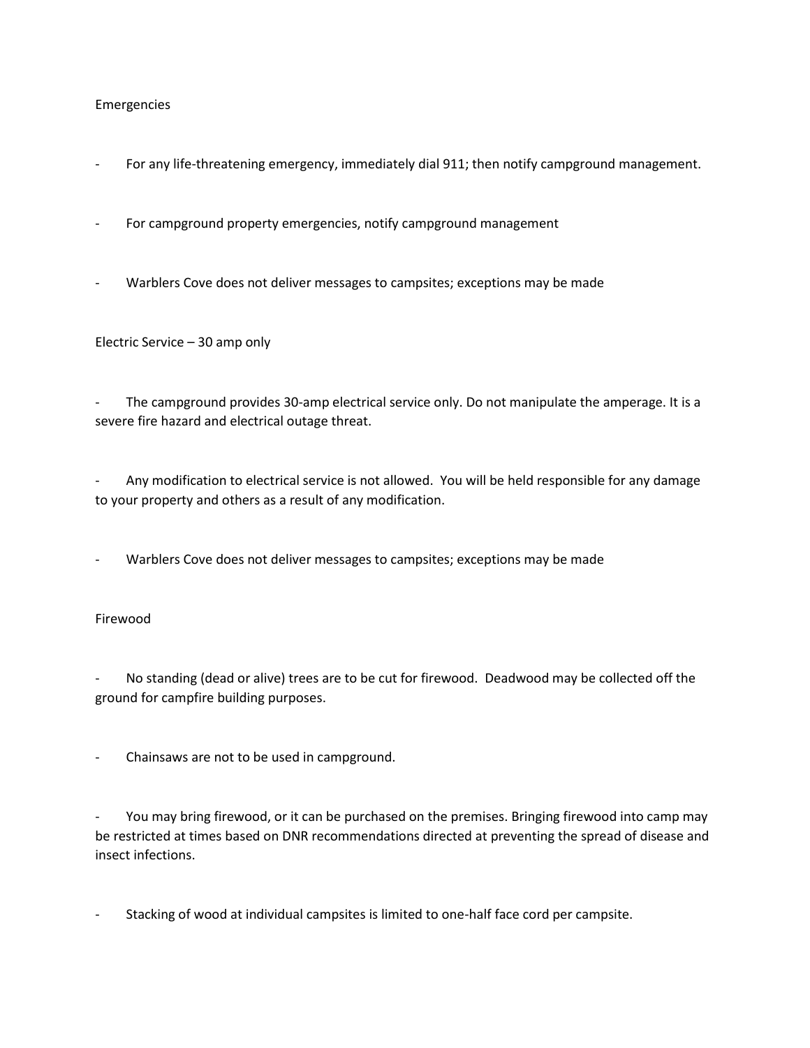## Emergencies

- For any life-threatening emergency, immediately dial 911; then notify campground management.
- For campground property emergencies, notify campground management
- Warblers Cove does not deliver messages to campsites; exceptions may be made

## Electric Service – 30 amp only

- The campground provides 30-amp electrical service only. Do not manipulate the amperage. It is a severe fire hazard and electrical outage threat.
- Any modification to electrical service is not allowed. You will be held responsible for any damage to your property and others as a result of any modification.
- Warblers Cove does not deliver messages to campsites; exceptions may be made

## Firewood

- No standing (dead or alive) trees are to be cut for firewood. Deadwood may be collected off the ground for campfire building purposes.
- Chainsaws are not to be used in campground.
- You may bring firewood, or it can be purchased on the premises. Bringing firewood into camp may be restricted at times based on DNR recommendations directed at preventing the spread of disease and insect infections.
- Stacking of wood at individual campsites is limited to one-half face cord per campsite.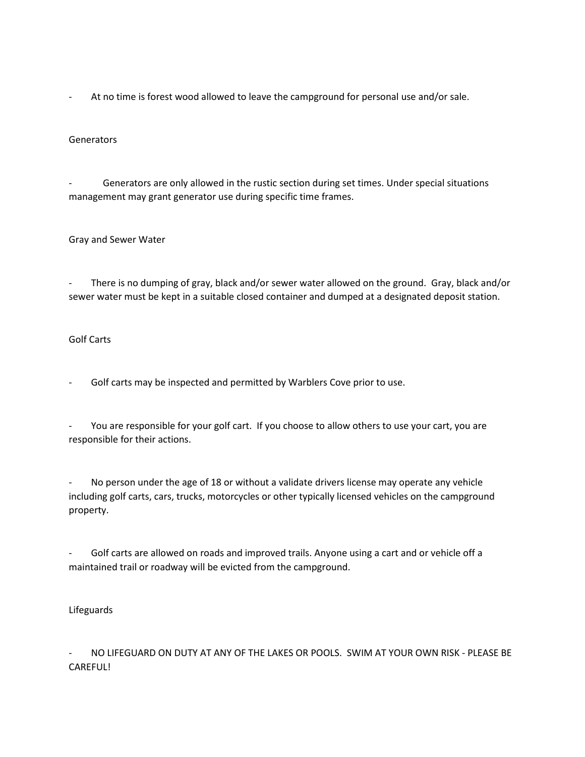- At no time is forest wood allowed to leave the campground for personal use and/or sale.

Generators

- Generators are only allowed in the rustic section during set times. Under special situations management may grant generator use during specific time frames.

Gray and Sewer Water

- There is no dumping of gray, black and/or sewer water allowed on the ground. Gray, black and/or sewer water must be kept in a suitable closed container and dumped at a designated deposit station.

Golf Carts

- Golf carts may be inspected and permitted by Warblers Cove prior to use.

- You are responsible for your golf cart. If you choose to allow others to use your cart, you are responsible for their actions.

- No person under the age of 18 or without a validate drivers license may operate any vehicle including golf carts, cars, trucks, motorcycles or other typically licensed vehicles on the campground property.

- Golf carts are allowed on roads and improved trails. Anyone using a cart and or vehicle off a maintained trail or roadway will be evicted from the campground.

Lifeguards

- NO LIFEGUARD ON DUTY AT ANY OF THE LAKES OR POOLS. SWIM AT YOUR OWN RISK - PLEASE BE CAREFUL!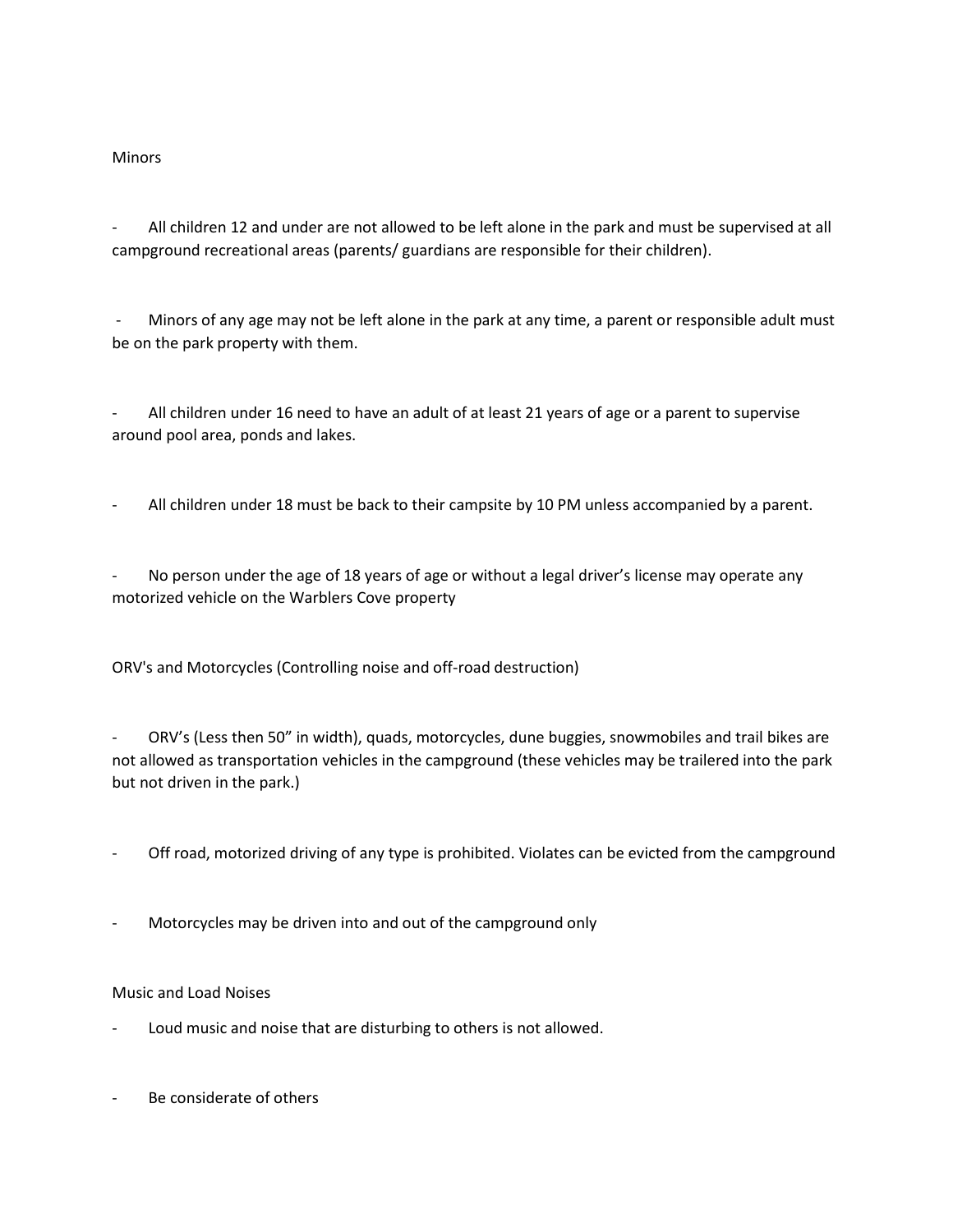## Minors

- All children 12 and under are not allowed to be left alone in the park and must be supervised at all campground recreational areas (parents/ guardians are responsible for their children).

- Minors of any age may not be left alone in the park at any time, a parent or responsible adult must be on the park property with them.

- All children under 16 need to have an adult of at least 21 years of age or a parent to supervise around pool area, ponds and lakes.

- All children under 18 must be back to their campsite by 10 PM unless accompanied by a parent.

- No person under the age of 18 years of age or without a legal driver's license may operate any motorized vehicle on the Warblers Cove property

## ORV's and Motorcycles (Controlling noise and off-road destruction)

- ORV's (Less then 50" in width), quads, motorcycles, dune buggies, snowmobiles and trail bikes are not allowed as transportation vehicles in the campground (these vehicles may be trailered into the park but not driven in the park.)

- Off road, motorized driving of any type is prohibited. Violates can be evicted from the campground

- Motorcycles may be driven into and out of the campground only

## Music and Load Noises

- Loud music and noise that are disturbing to others is not allowed.

- Be considerate of others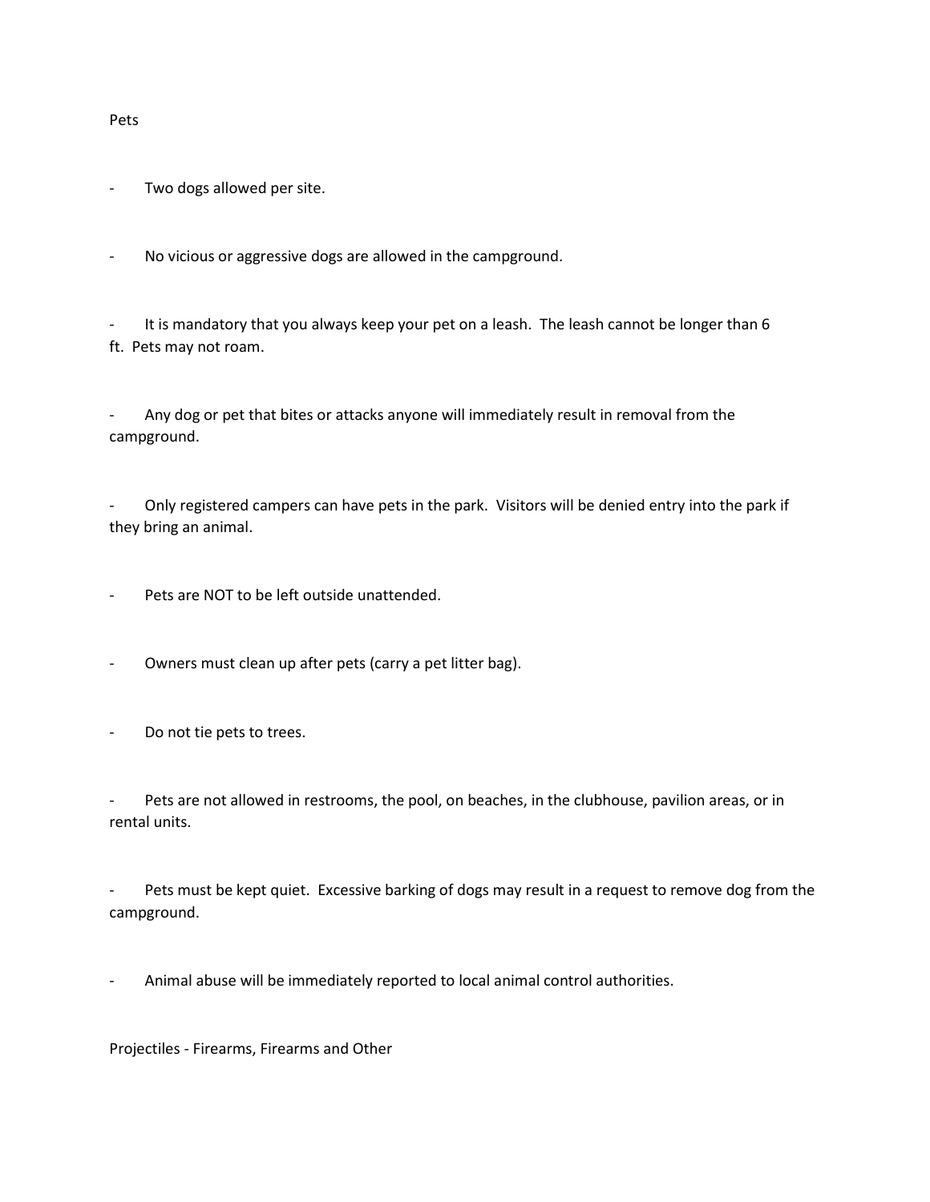Pets

- Two dogs allowed per site.

- No vicious or aggressive dogs are allowed in the campground.

- It is mandatory that you always keep your pet on a leash. The leash cannot be longer than 6 ft. Pets may not roam.

- Any dog or pet that bites or attacks anyone will immediately result in removal from the campground.

- Only registered campers can have pets in the park. Visitors will be denied entry into the park if they bring an animal.

- Pets are NOT to be left outside unattended.

- Owners must clean up after pets (carry a pet litter bag).

- Do not tie pets to trees.

- Pets are not allowed in restrooms, the pool, on beaches, in the clubhouse, pavilion areas, or in rental units.

- Pets must be kept quiet. Excessive barking of dogs may result in a request to remove dog from the campground.

- Animal abuse will be immediately reported to local animal control authorities.

Projectiles - Firearms, Firearms and Other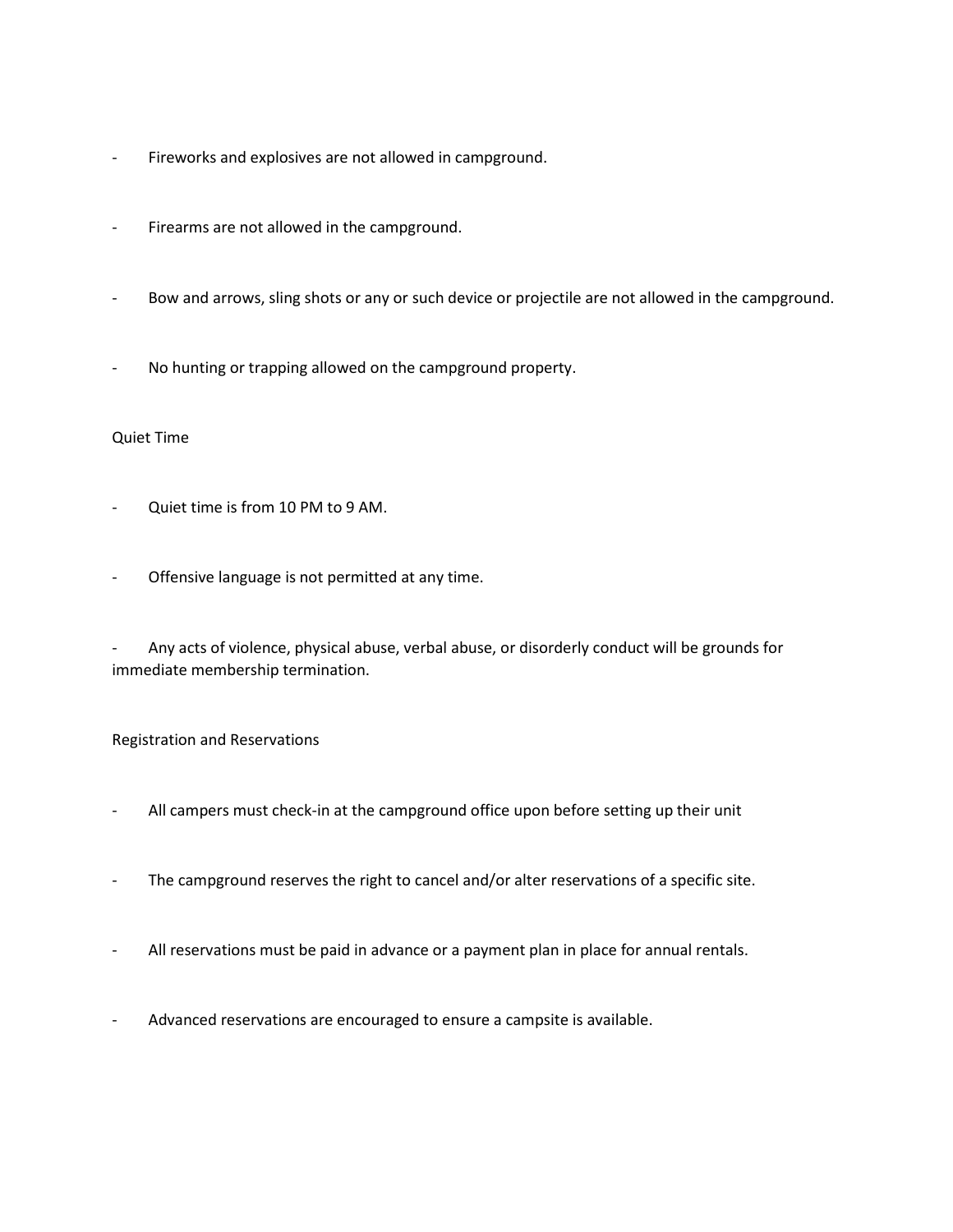- Fireworks and explosives are not allowed in campground.

- Firearms are not allowed in the campground.

- Bow and arrows, sling shots or any or such device or projectile are not allowed in the campground.

- No hunting or trapping allowed on the campground property.

Quiet Time

- Quiet time is from 10 PM to 9 AM.

- Offensive language is not permitted at any time.

- Any acts of violence, physical abuse, verbal abuse, or disorderly conduct will be grounds for immediate membership termination.

Registration and Reservations

- All campers must check-in at the campground office upon before setting up their unit

- The campground reserves the right to cancel and/or alter reservations of a specific site.

- All reservations must be paid in advance or a payment plan in place for annual rentals.

- Advanced reservations are encouraged to ensure a campsite is available.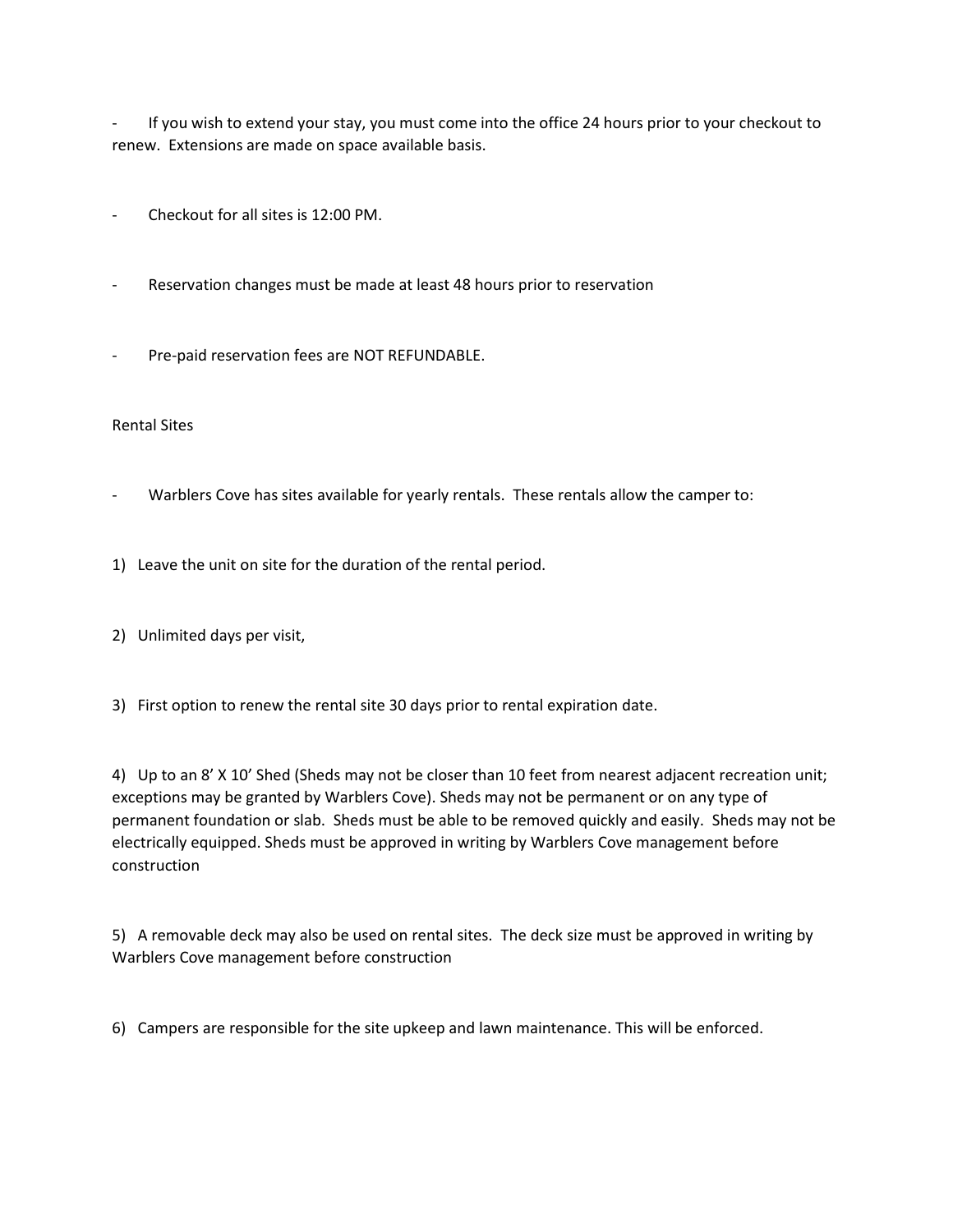- If you wish to extend your stay, you must come into the office 24 hours prior to your checkout to renew. Extensions are made on space available basis.

- Checkout for all sites is 12:00 PM.

- Reservation changes must be made at least 48 hours prior to reservation

- Pre-paid reservation fees are NOT REFUNDABLE.

Rental Sites

- Warblers Cove has sites available for yearly rentals. These rentals allow the camper to:

1) Leave the unit on site for the duration of the rental period.

2) Unlimited days per visit,

3) First option to renew the rental site 30 days prior to rental expiration date.

4) Up to an 8' X 10' Shed (Sheds may not be closer than 10 feet from nearest adjacent recreation unit; exceptions may be granted by Warblers Cove). Sheds may not be permanent or on any type of permanent foundation or slab. Sheds must be able to be removed quickly and easily. Sheds may not be electrically equipped. Sheds must be approved in writing by Warblers Cove management before construction

5) A removable deck may also be used on rental sites. The deck size must be approved in writing by Warblers Cove management before construction

6) Campers are responsible for the site upkeep and lawn maintenance. This will be enforced.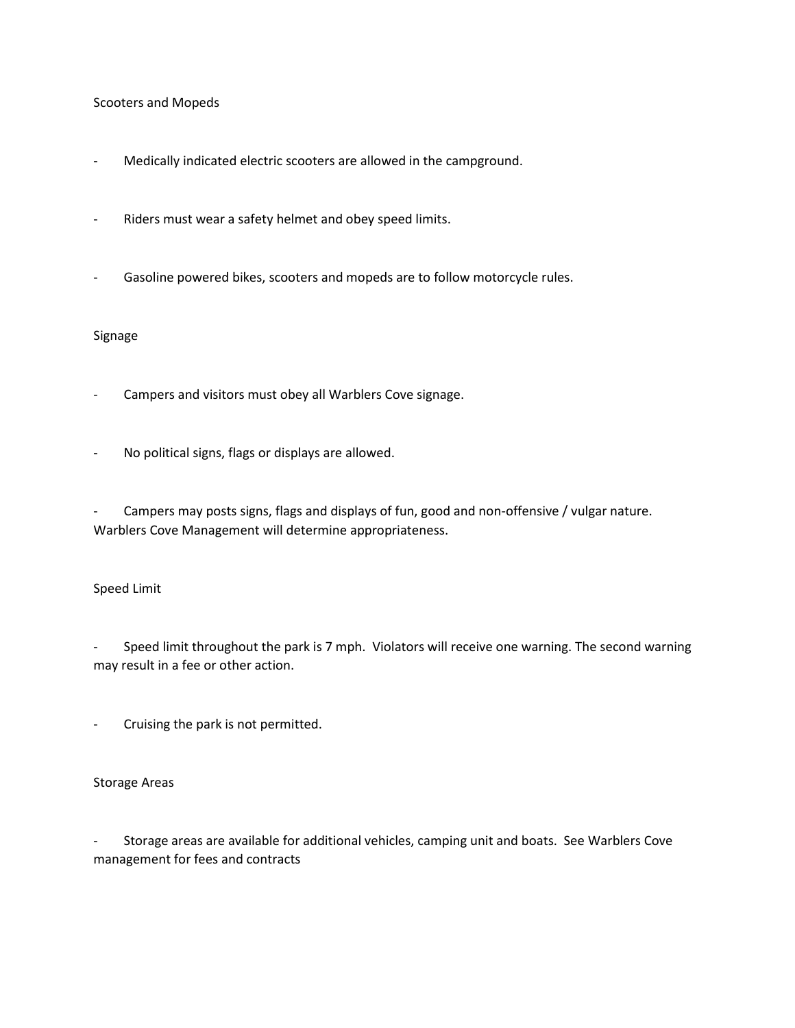## Scooters and Mopeds

- Medically indicated electric scooters are allowed in the campground.
- Riders must wear a safety helmet and obey speed limits.
- Gasoline powered bikes, scooters and mopeds are to follow motorcycle rules.

## Signage

- Campers and visitors must obey all Warblers Cove signage.
- No political signs, flags or displays are allowed.
- Campers may posts signs, flags and displays of fun, good and non-offensive / vulgar nature. Warblers Cove Management will determine appropriateness.

## Speed Limit

- Speed limit throughout the park is 7 mph. Violators will receive one warning. The second warning may result in a fee or other action.
- Cruising the park is not permitted.

## Storage Areas

- Storage areas are available for additional vehicles, camping unit and boats. See Warblers Cove management for fees and contracts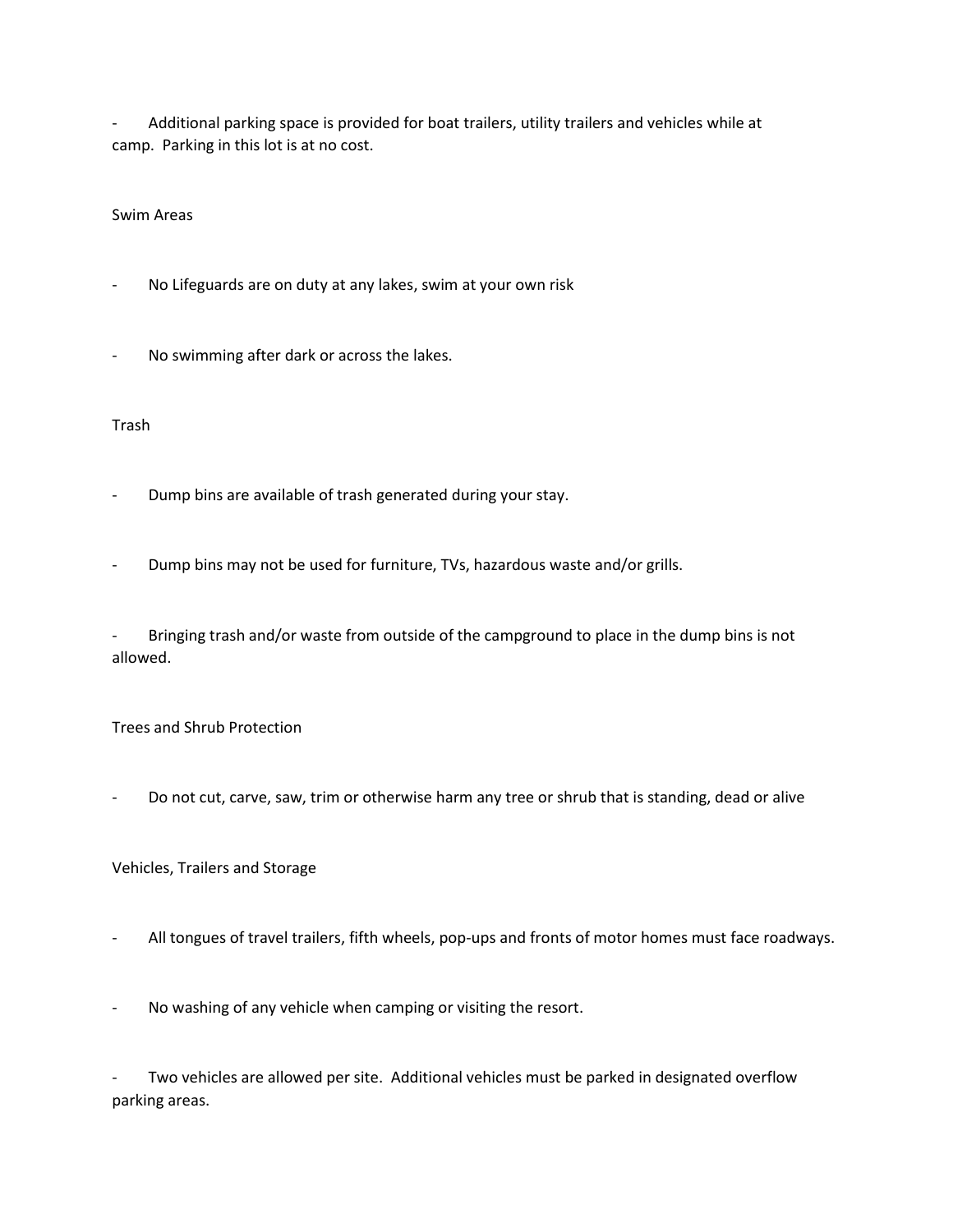- Additional parking space is provided for boat trailers, utility trailers and vehicles while at camp. Parking in this lot is at no cost.

Swim Areas

- No Lifeguards are on duty at any lakes, swim at your own risk

- No swimming after dark or across the lakes.

Trash

- Dump bins are available of trash generated during your stay.

- Dump bins may not be used for furniture, TVs, hazardous waste and/or grills.

- Bringing trash and/or waste from outside of the campground to place in the dump bins is not allowed.

Trees and Shrub Protection

- Do not cut, carve, saw, trim or otherwise harm any tree or shrub that is standing, dead or alive

Vehicles, Trailers and Storage

- All tongues of travel trailers, fifth wheels, pop-ups and fronts of motor homes must face roadways.

- No washing of any vehicle when camping or visiting the resort.

- Two vehicles are allowed per site. Additional vehicles must be parked in designated overflow parking areas.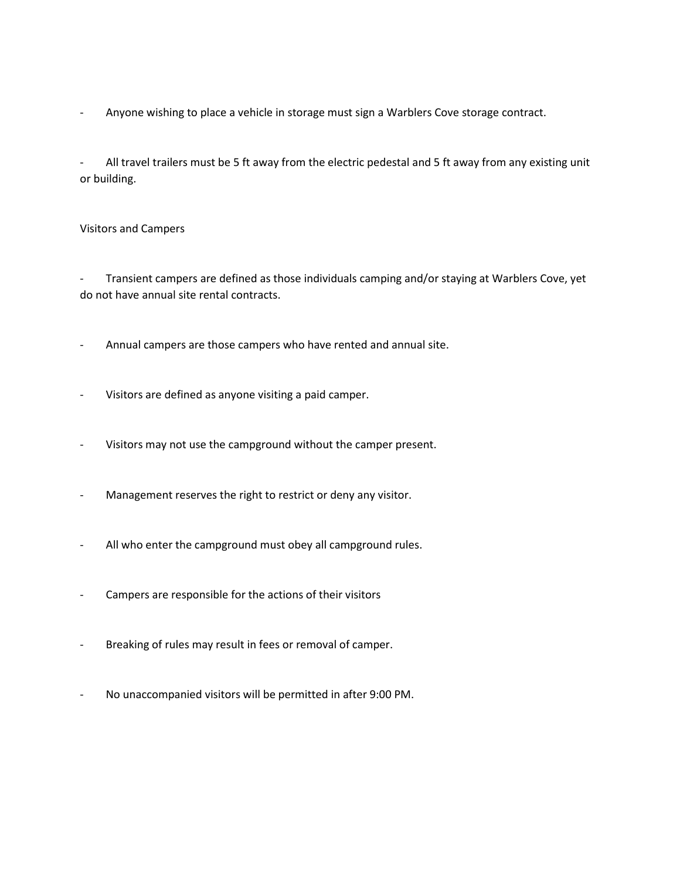- Anyone wishing to place a vehicle in storage must sign a Warblers Cove storage contract.

- All travel trailers must be 5 ft away from the electric pedestal and 5 ft away from any existing unit or building.

Visitors and Campers

- Transient campers are defined as those individuals camping and/or staying at Warblers Cove, yet do not have annual site rental contracts.

- Annual campers are those campers who have rented and annual site.

- Visitors are defined as anyone visiting a paid camper.

- Visitors may not use the campground without the camper present.

- Management reserves the right to restrict or deny any visitor.

- All who enter the campground must obey all campground rules.

- Campers are responsible for the actions of their visitors

- Breaking of rules may result in fees or removal of camper.

- No unaccompanied visitors will be permitted in after 9:00 PM.